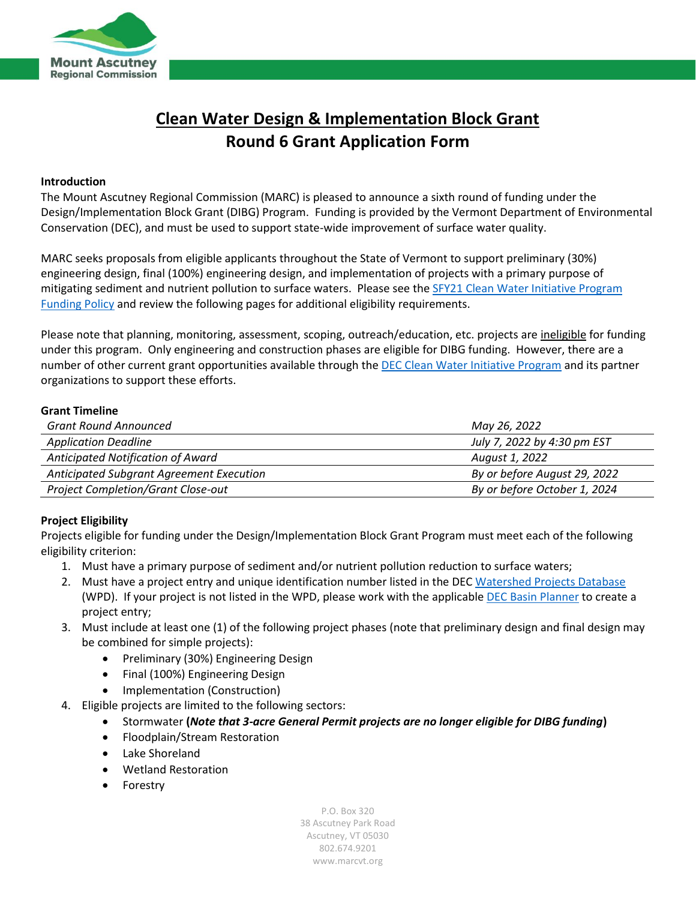# Clean Water Design & Implementation Block Grant
## Round 6 Grant Application Form

### Introduction

The Mount Ascutney Regional Commission (MARC) is pleased to announce a sixth round of funding under the Design/Implementation Block Grant (DIBG) Program. Funding is provided by the Vermont Department of Environmental Conservation (DEC), and must be used to support state-wide improvement of surface water quality.

MARC seeks proposals from eligible applicants throughout the State of Vermont to support preliminary (30%) engineering design, final (100%) engineering design, and implementation of projects with a primary purpose of mitigating sediment and nutrient pollution to surface waters. Please see the SFY21 Clean Water Initiative Program Funding Policy and review the following pages for additional eligibility requirements.

Please note that planning, monitoring, assessment, scoping, outreach/education, etc. projects are ineligible for funding under this program. Only engineering and construction phases are eligible for DIBG funding. However, there are a number of other current grant opportunities available through the DEC Clean Water Initiative Program and its partner organizations to support these efforts.

### Grant Timeline

| | |
|---|---|
| *Grant Round Announced* | *May 26, 2022* |
| *Application Deadline* | *July 7, 2022 by 4:30 pm EST* |
| *Anticipated Notification of Award* | *August 1, 2022* |
| *Anticipated Subgrant Agreement Execution* | *By or before August 29, 2022* |
| *Project Completion/Grant Close-out* | *By or before October 1, 2024* |

### Project Eligibility

Projects eligible for funding under the Design/Implementation Block Grant Program must meet each of the following eligibility criterion:

1. Must have a primary purpose of sediment and/or nutrient pollution reduction to surface waters;
2. Must have a project entry and unique identification number listed in the DEC Watershed Projects Database (WPD). If your project is not listed in the WPD, please work with the applicable DEC Basin Planner to create a project entry;
3. Must include at least one (1) of the following project phases (note that preliminary design and final design may be combined for simple projects):
   - Preliminary (30%) Engineering Design
   - Final (100%) Engineering Design
   - Implementation (Construction)
4. Eligible projects are limited to the following sectors:
   - Stormwater **(*Note that 3-acre General Permit projects are no longer eligible for DIBG funding*)**
   - Floodplain/Stream Restoration
   - Lake Shoreland
   - Wetland Restoration
   - Forestry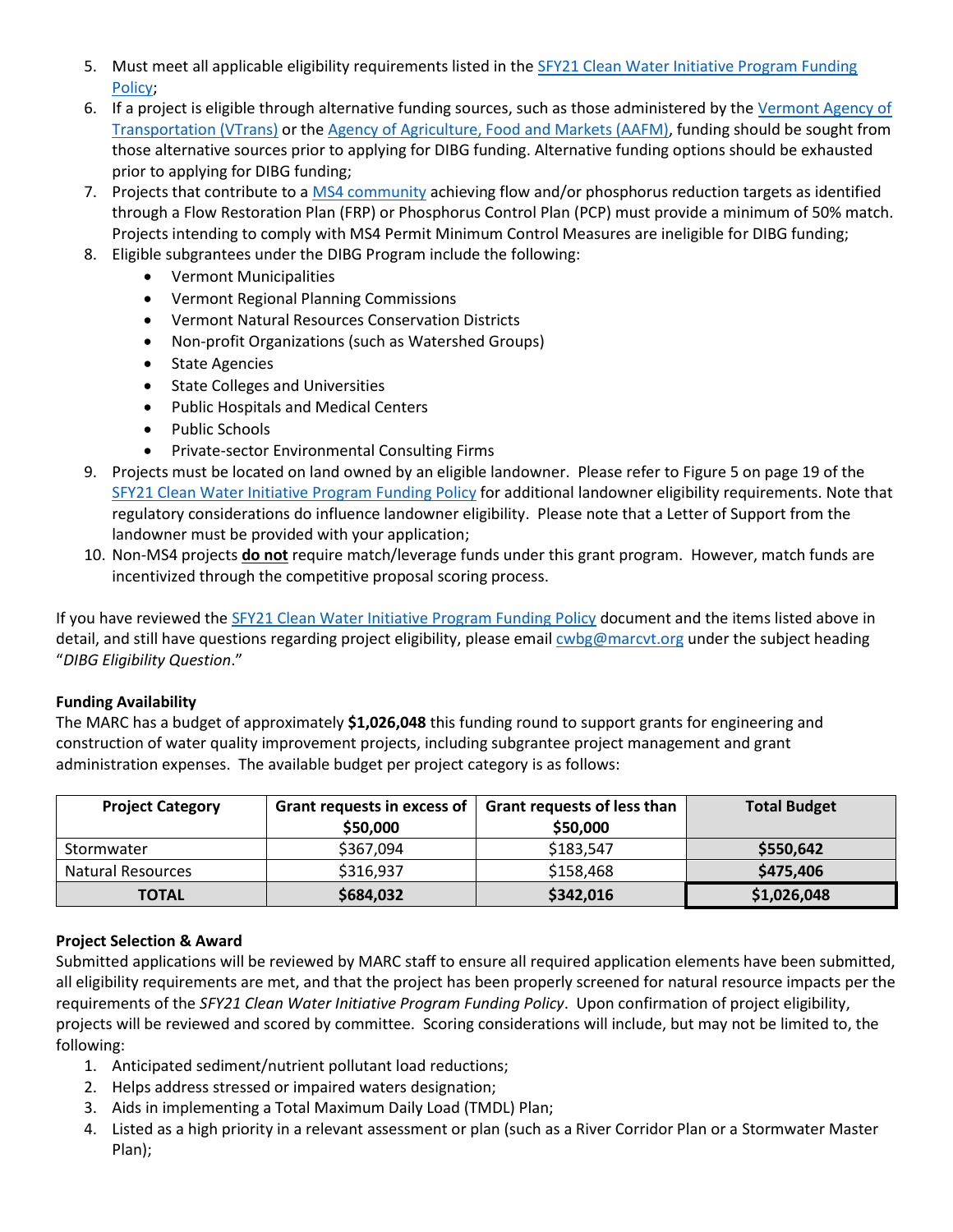5. Must meet all applicable eligibility requirements listed in the SFY21 Clean Water Initiative Program Funding Policy;
6. If a project is eligible through alternative funding sources, such as those administered by the Vermont Agency of Transportation (VTrans) or the Agency of Agriculture, Food and Markets (AAFM), funding should be sought from those alternative sources prior to applying for DIBG funding. Alternative funding options should be exhausted prior to applying for DIBG funding;
7. Projects that contribute to a MS4 community achieving flow and/or phosphorus reduction targets as identified through a Flow Restoration Plan (FRP) or Phosphorus Control Plan (PCP) must provide a minimum of 50% match. Projects intending to comply with MS4 Permit Minimum Control Measures are ineligible for DIBG funding;
8. Eligible subgrantees under the DIBG Program include the following:
   - Vermont Municipalities
   - Vermont Regional Planning Commissions
   - Vermont Natural Resources Conservation Districts
   - Non-profit Organizations (such as Watershed Groups)
   - State Agencies
   - State Colleges and Universities
   - Public Hospitals and Medical Centers
   - Public Schools
   - Private-sector Environmental Consulting Firms
9. Projects must be located on land owned by an eligible landowner. Please refer to Figure 5 on page 19 of the SFY21 Clean Water Initiative Program Funding Policy for additional landowner eligibility requirements. Note that regulatory considerations do influence landowner eligibility. Please note that a Letter of Support from the landowner must be provided with your application;
10. Non-MS4 projects **do not** require match/leverage funds under this grant program. However, match funds are incentivized through the competitive proposal scoring process.

If you have reviewed the SFY21 Clean Water Initiative Program Funding Policy document and the items listed above in detail, and still have questions regarding project eligibility, please email cwbg@marcvt.org under the subject heading "*DIBG Eligibility Question*."

**Funding Availability**

The MARC has a budget of approximately **$1,026,048** this funding round to support grants for engineering and construction of water quality improvement projects, including subgrantee project management and grant administration expenses. The available budget per project category is as follows:

| Project Category | Grant requests in excess of $50,000 | Grant requests of less than $50,000 | Total Budget |
|---|---|---|---|
| Stormwater | $367,094 | $183,547 | **$550,642** |
| Natural Resources | $316,937 | $158,468 | **$475,406** |
| **TOTAL** | **$684,032** | **$342,016** | **$1,026,048** |

**Project Selection & Award**

Submitted applications will be reviewed by MARC staff to ensure all required application elements have been submitted, all eligibility requirements are met, and that the project has been properly screened for natural resource impacts per the requirements of the *SFY21 Clean Water Initiative Program Funding Policy*. Upon confirmation of project eligibility, projects will be reviewed and scored by committee. Scoring considerations will include, but may not be limited to, the following:

1. Anticipated sediment/nutrient pollutant load reductions;
2. Helps address stressed or impaired waters designation;
3. Aids in implementing a Total Maximum Daily Load (TMDL) Plan;
4. Listed as a high priority in a relevant assessment or plan (such as a River Corridor Plan or a Stormwater Master Plan);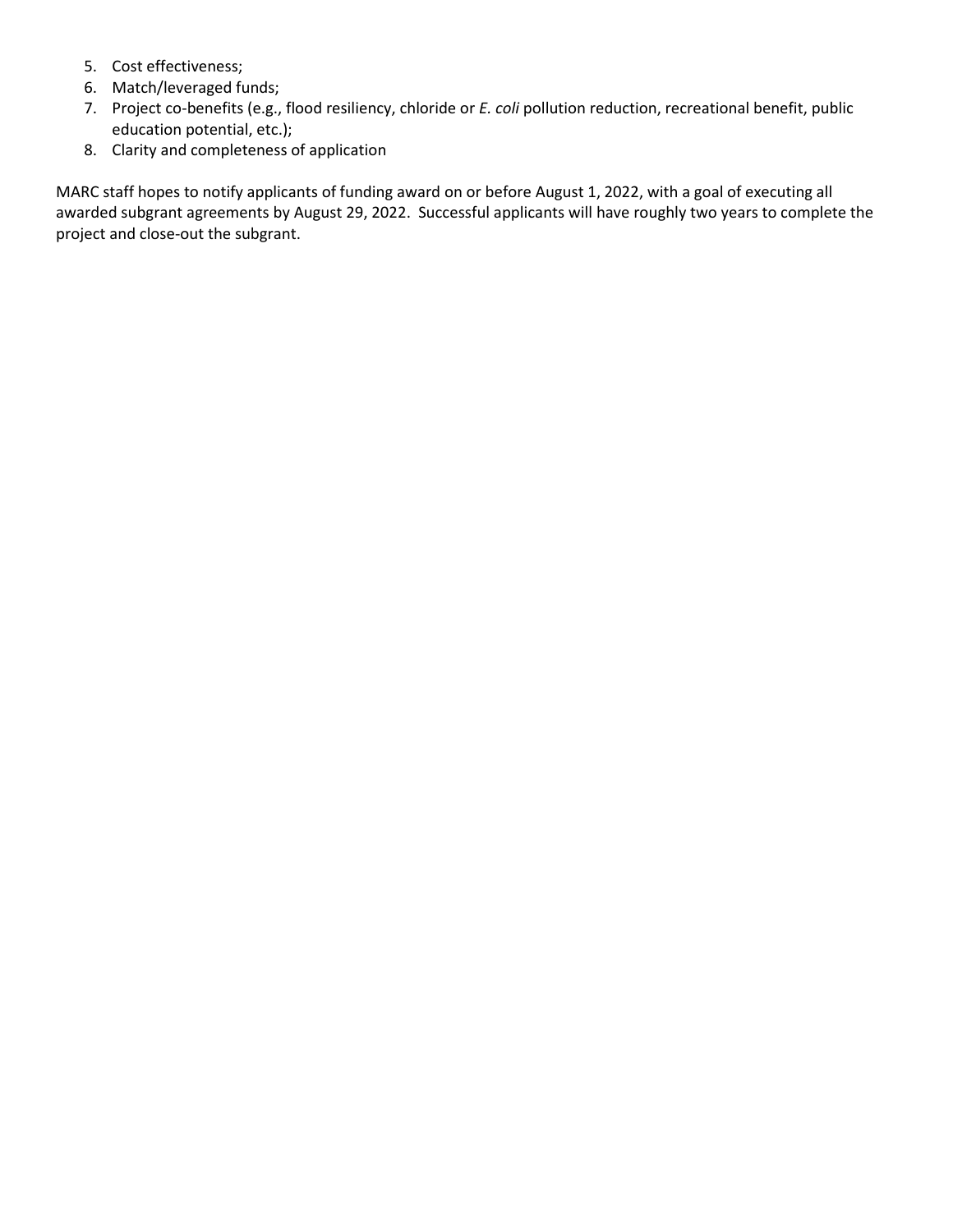5. Cost effectiveness;
6. Match/leveraged funds;
7. Project co-benefits (e.g., flood resiliency, chloride or *E. coli* pollution reduction, recreational benefit, public education potential, etc.);
8. Clarity and completeness of application

MARC staff hopes to notify applicants of funding award on or before August 1, 2022, with a goal of executing all awarded subgrant agreements by August 29, 2022. Successful applicants will have roughly two years to complete the project and close-out the subgrant.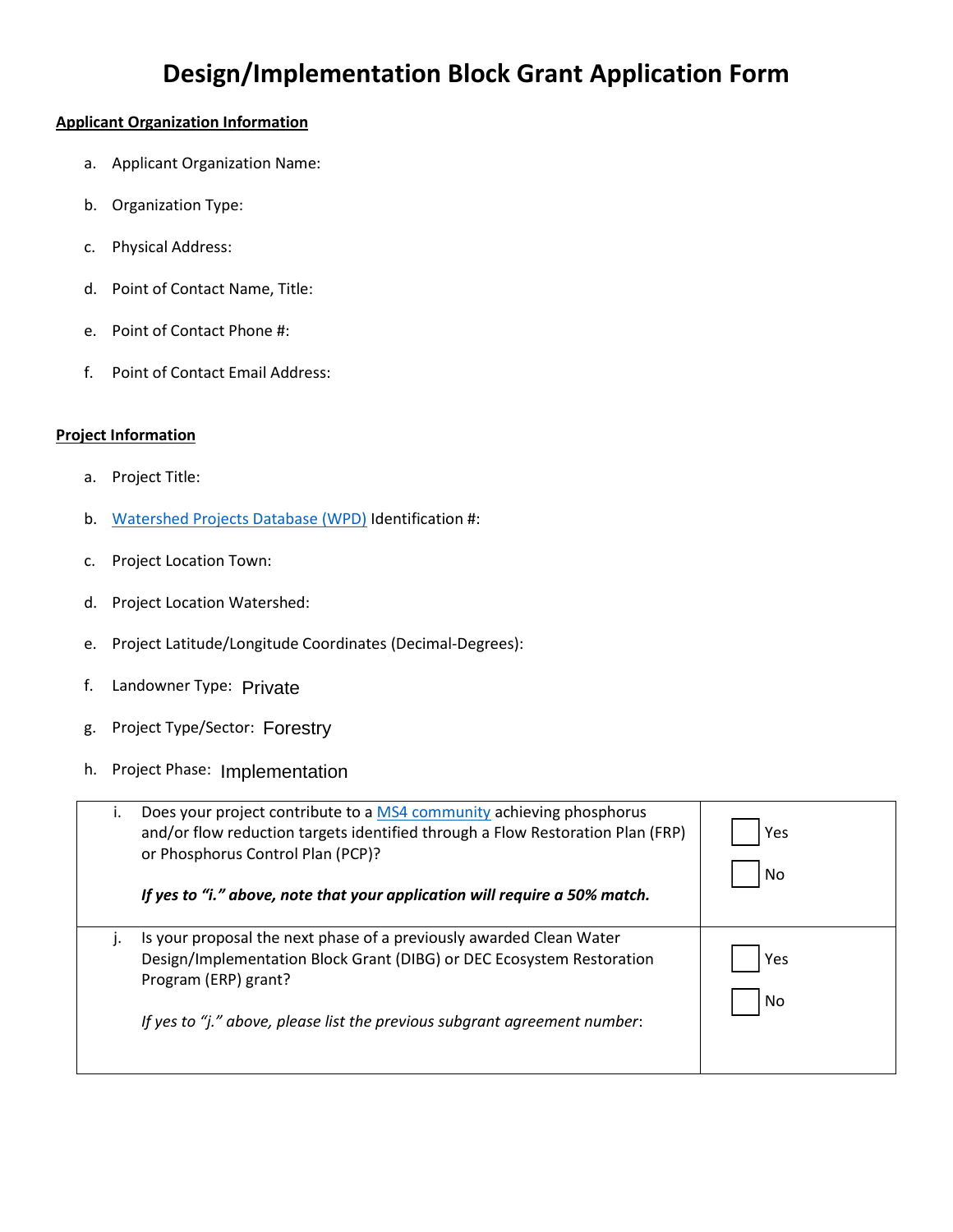# Design/Implementation Block Grant Application Form

**Applicant Organization Information**

a. Applicant Organization Name:

b. Organization Type:

c. Physical Address:

d. Point of Contact Name, Title:

e. Point of Contact Phone #:

f. Point of Contact Email Address:

**Project Information**

a. Project Title:

b. Watershed Projects Database (WPD) Identification #:

c. Project Location Town:

d. Project Location Watershed:

e. Project Latitude/Longitude Coordinates (Decimal-Degrees):

f. Landowner Type: Private

g. Project Type/Sector: Forestry

h. Project Phase: Implementation

| | |
|---|---|
| i. Does your project contribute to a MS4 community achieving phosphorus and/or flow reduction targets identified through a Flow Restoration Plan (FRP) or Phosphorus Control Plan (PCP)?<br><br>***If yes to "i." above, note that your application will require a 50% match.*** | ☐ Yes<br><br>☐ No |
| j. Is your proposal the next phase of a previously awarded Clean Water Design/Implementation Block Grant (DIBG) or DEC Ecosystem Restoration Program (ERP) grant?<br><br>*If yes to "j." above, please list the previous subgrant agreement number*: | ☐ Yes<br><br>☐ No |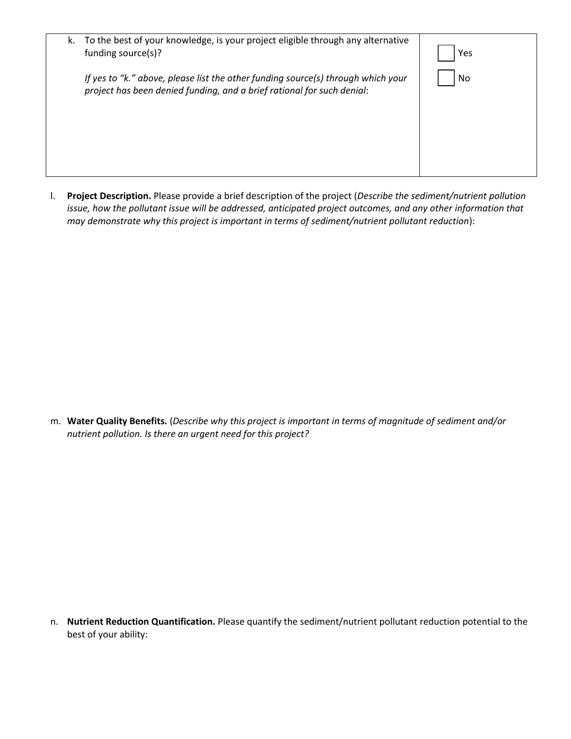| k. To the best of your knowledge, is your project eligible through any alternative funding source(s)?<br><br>*If yes to "k." above, please list the other funding source(s) through which your project has been denied funding, and a brief rational for such denial*: | ☐ Yes<br><br>☐ No |
|---|---|

l. **Project Description.** Please provide a brief description of the project (*Describe the sediment/nutrient pollution issue, how the pollutant issue will be addressed, anticipated project outcomes, and any other information that may demonstrate why this project is important in terms of sediment/nutrient pollutant reduction*):

m. **Water Quality Benefits.** (*Describe why this project is important in terms of magnitude of sediment and/or nutrient pollution. Is there an urgent need for this project?*

n. **Nutrient Reduction Quantification.** Please quantify the sediment/nutrient pollutant reduction potential to the best of your ability: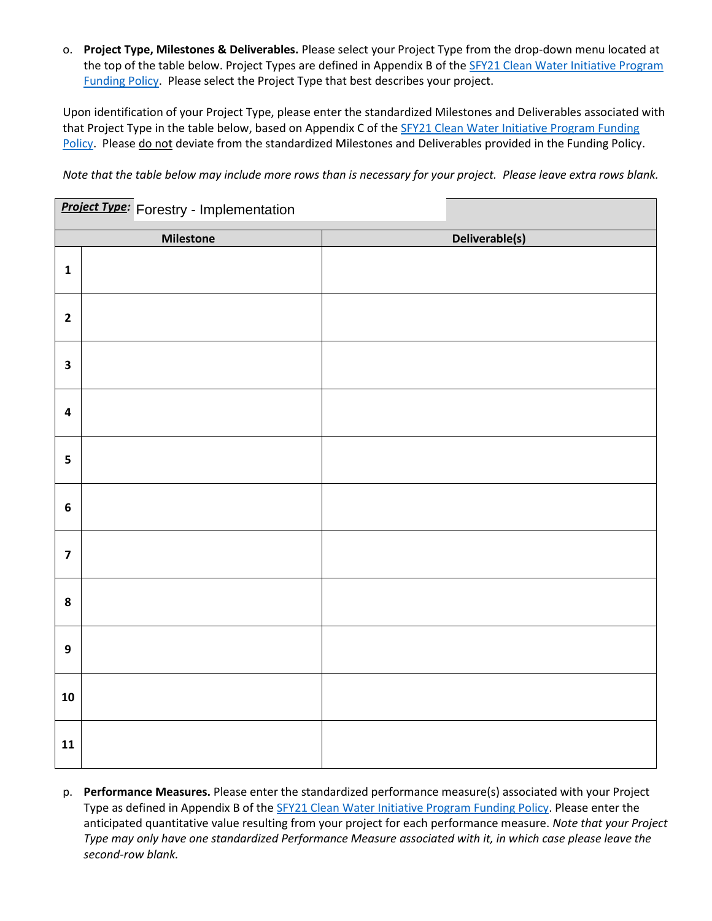o. **Project Type, Milestones & Deliverables.** Please select your Project Type from the drop-down menu located at the top of the table below. Project Types are defined in Appendix B of the SFY21 Clean Water Initiative Program Funding Policy. Please select the Project Type that best describes your project.

Upon identification of your Project Type, please enter the standardized Milestones and Deliverables associated with that Project Type in the table below, based on Appendix C of the SFY21 Clean Water Initiative Program Funding Policy. Please do not deviate from the standardized Milestones and Deliverables provided in the Funding Policy.

*Note that the table below may include more rows than is necessary for your project. Please leave extra rows blank.*

| ***Project Type:*** Forestry - Implementation | | |
|---|---|---|
| | **Milestone** | **Deliverable(s)** |
| **1** | | |
| **2** | | |
| **3** | | |
| **4** | | |
| **5** | | |
| **6** | | |
| **7** | | |
| **8** | | |
| **9** | | |
| **10** | | |
| **11** | | |

p. **Performance Measures.** Please enter the standardized performance measure(s) associated with your Project Type as defined in Appendix B of the SFY21 Clean Water Initiative Program Funding Policy. Please enter the anticipated quantitative value resulting from your project for each performance measure. *Note that your Project Type may only have one standardized Performance Measure associated with it, in which case please leave the second-row blank.*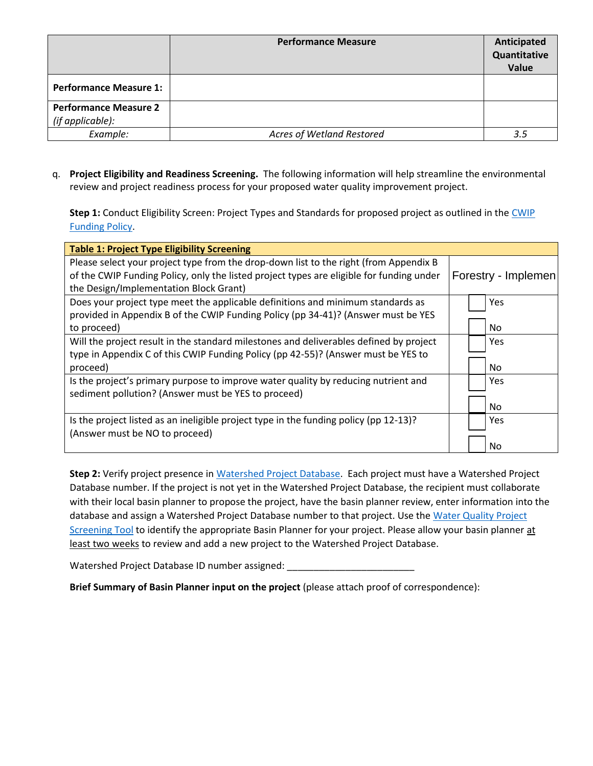| | Performance Measure | Anticipated Quantitative Value |
|---|---|---|
| **Performance Measure 1:** | | |
| **Performance Measure 2** *(if applicable)*: | | |
| *Example:* | *Acres of Wetland Restored* | *3.5* |

q. **Project Eligibility and Readiness Screening.** The following information will help streamline the environmental review and project readiness process for your proposed water quality improvement project.

**Step 1:** Conduct Eligibility Screen: Project Types and Standards for proposed project as outlined in the CWIP Funding Policy.

| Table 1: Project Type Eligibility Screening | |
|---|---|
| Please select your project type from the drop-down list to the right (from Appendix B of the CWIP Funding Policy, only the listed project types are eligible for funding under the Design/Implementation Block Grant) | Forestry - Implemen |
| Does your project type meet the applicable definitions and minimum standards as provided in Appendix B of the CWIP Funding Policy (pp 34-41)? (Answer must be YES to proceed) | ☐ Yes ☐ No |
| Will the project result in the standard milestones and deliverables defined by project type in Appendix C of this CWIP Funding Policy (pp 42-55)? (Answer must be YES to proceed) | ☐ Yes ☐ No |
| Is the project's primary purpose to improve water quality by reducing nutrient and sediment pollution? (Answer must be YES to proceed) | ☐ Yes ☐ No |
| Is the project listed as an ineligible project type in the funding policy (pp 12-13)? (Answer must be NO to proceed) | ☐ Yes ☐ No |

**Step 2:** Verify project presence in Watershed Project Database. Each project must have a Watershed Project Database number. If the project is not yet in the Watershed Project Database, the recipient must collaborate with their local basin planner to propose the project, have the basin planner review, enter information into the database and assign a Watershed Project Database number to that project. Use the Water Quality Project Screening Tool to identify the appropriate Basin Planner for your project. Please allow your basin planner at least two weeks to review and add a new project to the Watershed Project Database.

Watershed Project Database ID number assigned: ________________________

**Brief Summary of Basin Planner input on the project** (please attach proof of correspondence):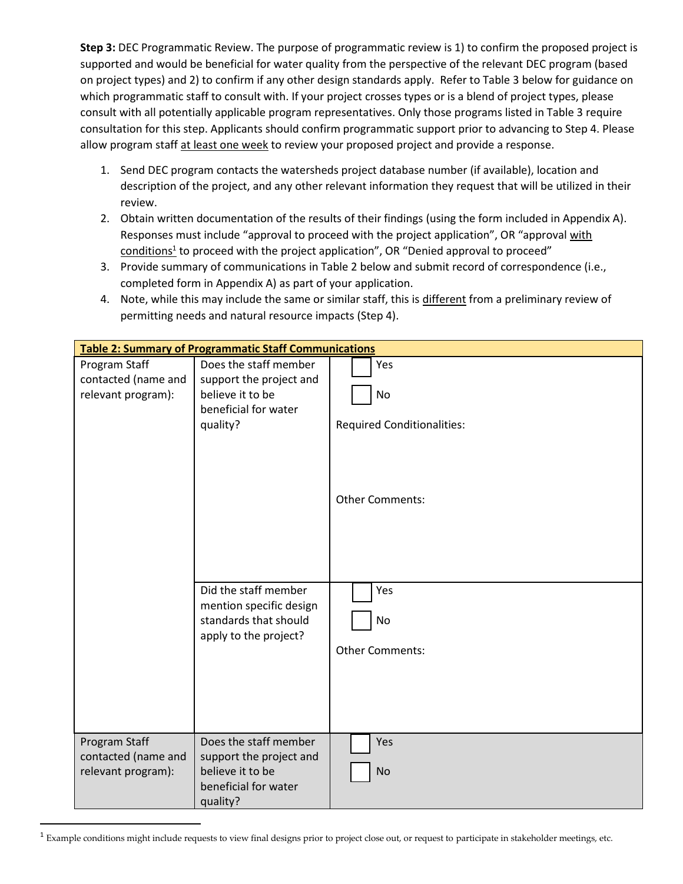**Step 3:** DEC Programmatic Review. The purpose of programmatic review is 1) to confirm the proposed project is supported and would be beneficial for water quality from the perspective of the relevant DEC program (based on project types) and 2) to confirm if any other design standards apply. Refer to Table 3 below for guidance on which programmatic staff to consult with. If your project crosses types or is a blend of project types, please consult with all potentially applicable program representatives. Only those programs listed in Table 3 require consultation for this step. Applicants should confirm programmatic support prior to advancing to Step 4. Please allow program staff at least one week to review your proposed project and provide a response.

1. Send DEC program contacts the watersheds project database number (if available), location and description of the project, and any other relevant information they request that will be utilized in their review.
2. Obtain written documentation of the results of their findings (using the form included in Appendix A). Responses must include "approval to proceed with the project application", OR "approval with conditions[1] to proceed with the project application", OR "Denied approval to proceed"
3. Provide summary of communications in Table 2 below and submit record of correspondence (i.e., completed form in Appendix A) as part of your application.
4. Note, while this may include the same or similar staff, this is different from a preliminary review of permitting needs and natural resource impacts (Step 4).

| Table 2: Summary of Programmatic Staff Communications | | |
|---|---|---|
| Program Staff contacted (name and relevant program): | Does the staff member support the project and believe it to be beneficial for water quality? | ☐ Yes<br>☐ No<br>Required Conditionalities:<br><br>Other Comments: |
| | Did the staff member mention specific design standards that should apply to the project? | ☐ Yes<br>☐ No<br>Other Comments: |
| Program Staff contacted (name and relevant program): | Does the staff member support the project and believe it to be beneficial for water quality? | ☐ Yes<br>☐ No |

[1] Example conditions might include requests to view final designs prior to project close out, or request to participate in stakeholder meetings, etc.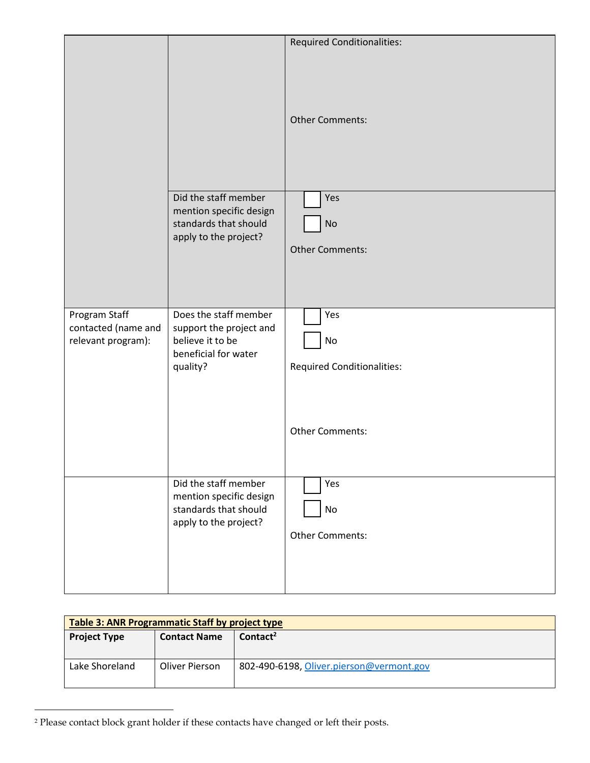| | | |
|---|---|---|
| | | Required Conditionalities:<br><br>Other Comments: |
| | Did the staff member mention specific design standards that should apply to the project? | ☐ Yes<br>☐ No<br>Other Comments: |
| Program Staff contacted (name and relevant program): | Does the staff member support the project and believe it to be beneficial for water quality? | ☐ Yes<br>☐ No<br>Required Conditionalities:<br><br>Other Comments: |
| | Did the staff member mention specific design standards that should apply to the project? | ☐ Yes<br>☐ No<br>Other Comments: |

**Table 3: ANR Programmatic Staff by project type**

| Project Type | Contact Name | Contact[2] |
|---|---|---|
| Lake Shoreland | Oliver Pierson | 802-490-6198, Oliver.pierson@vermont.gov |

[2] Please contact block grant holder if these contacts have changed or left their posts.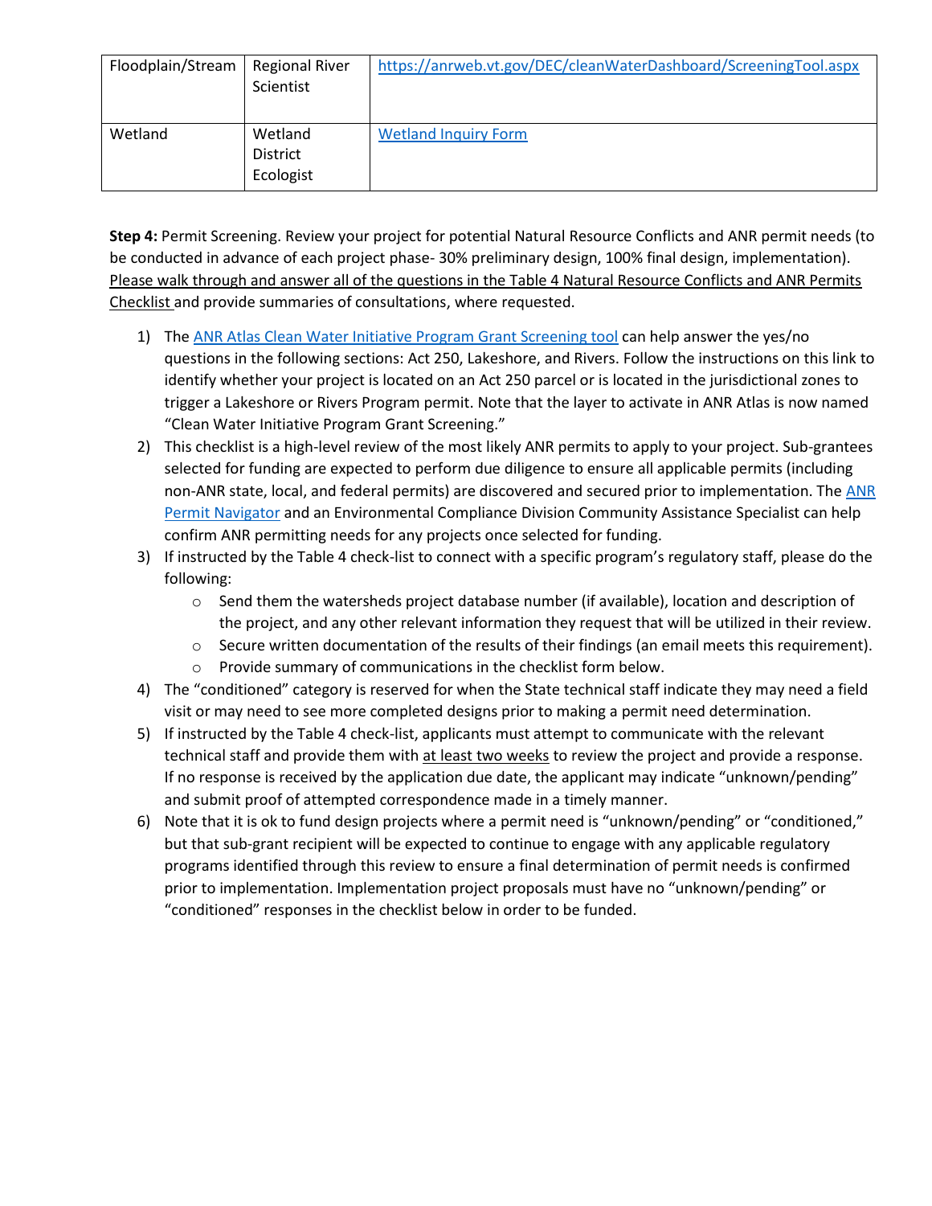| Floodplain/Stream | Regional River Scientist | https://anrweb.vt.gov/DEC/cleanWaterDashboard/ScreeningTool.aspx |
|---|---|---|
| Wetland | Wetland District Ecologist | Wetland Inquiry Form |

**Step 4:** Permit Screening. Review your project for potential Natural Resource Conflicts and ANR permit needs (to be conducted in advance of each project phase- 30% preliminary design, 100% final design, implementation). Please walk through and answer all of the questions in the Table 4 Natural Resource Conflicts and ANR Permits Checklist and provide summaries of consultations, where requested.

1) The ANR Atlas Clean Water Initiative Program Grant Screening tool can help answer the yes/no questions in the following sections: Act 250, Lakeshore, and Rivers. Follow the instructions on this link to identify whether your project is located on an Act 250 parcel or is located in the jurisdictional zones to trigger a Lakeshore or Rivers Program permit. Note that the layer to activate in ANR Atlas is now named "Clean Water Initiative Program Grant Screening."
2) This checklist is a high-level review of the most likely ANR permits to apply to your project. Sub-grantees selected for funding are expected to perform due diligence to ensure all applicable permits (including non-ANR state, local, and federal permits) are discovered and secured prior to implementation. The ANR Permit Navigator and an Environmental Compliance Division Community Assistance Specialist can help confirm ANR permitting needs for any projects once selected for funding.
3) If instructed by the Table 4 check-list to connect with a specific program's regulatory staff, please do the following:
   - Send them the watersheds project database number (if available), location and description of the project, and any other relevant information they request that will be utilized in their review.
   - Secure written documentation of the results of their findings (an email meets this requirement).
   - Provide summary of communications in the checklist form below.
4) The "conditioned" category is reserved for when the State technical staff indicate they may need a field visit or may need to see more completed designs prior to making a permit need determination.
5) If instructed by the Table 4 check-list, applicants must attempt to communicate with the relevant technical staff and provide them with at least two weeks to review the project and provide a response. If no response is received by the application due date, the applicant may indicate "unknown/pending" and submit proof of attempted correspondence made in a timely manner.
6) Note that it is ok to fund design projects where a permit need is "unknown/pending" or "conditioned," but that sub-grant recipient will be expected to continue to engage with any applicable regulatory programs identified through this review to ensure a final determination of permit needs is confirmed prior to implementation. Implementation project proposals must have no "unknown/pending" or "conditioned" responses in the checklist below in order to be funded.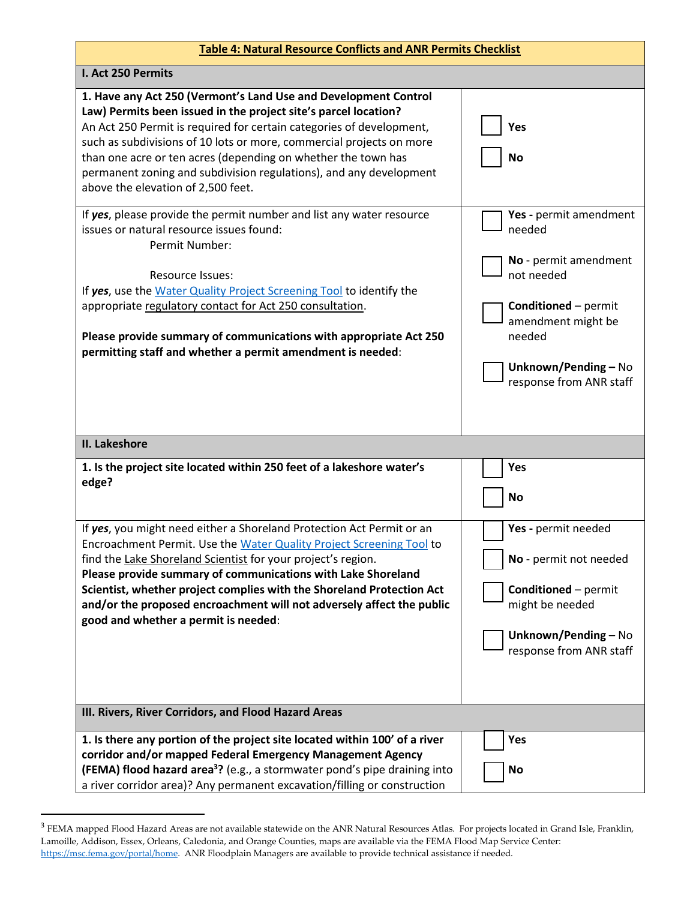| **Table 4: Natural Resource Conflicts and ANR Permits Checklist** | |
|---|---|
| **I. Act 250 Permits** | |
| **1. Have any Act 250 (Vermont's Land Use and Development Control Law) Permits been issued in the project site's parcel location?** An Act 250 Permit is required for certain categories of development, such as subdivisions of 10 lots or more, commercial projects on more than one acre or ten acres (depending on whether the town has permanent zoning and subdivision regulations), and any development above the elevation of 2,500 feet. | ☐ **Yes**<br>☐ **No** |
| If ***yes***, please provide the permit number and list any water resource issues or natural resource issues found:<br>Permit Number:<br>Resource Issues:<br>If ***yes***, use the Water Quality Project Screening Tool to identify the appropriate regulatory contact for Act 250 consultation.<br>**Please provide summary of communications with appropriate Act 250 permitting staff and whether a permit amendment is needed**: | ☐ **Yes -** permit amendment needed<br>☐ **No** - permit amendment not needed<br>☐ **Conditioned** – permit amendment might be needed<br>☐ **Unknown/Pending –** No response from ANR staff |
| **II. Lakeshore** | |
| **1. Is the project site located within 250 feet of a lakeshore water's edge?** | ☐ **Yes**<br>☐ **No** |
| If ***yes***, you might need either a Shoreland Protection Act Permit or an Encroachment Permit. Use the Water Quality Project Screening Tool to find the Lake Shoreland Scientist for your project's region.<br>**Please provide summary of communications with Lake Shoreland Scientist, whether project complies with the Shoreland Protection Act and/or the proposed encroachment will not adversely affect the public good and whether a permit is needed**: | ☐ **Yes -** permit needed<br>☐ **No** - permit not needed<br>☐ **Conditioned** – permit might be needed<br>☐ **Unknown/Pending –** No response from ANR staff |
| **III. Rivers, River Corridors, and Flood Hazard Areas** | |
| **1. Is there any portion of the project site located within 100' of a river corridor and/or mapped Federal Emergency Management Agency (FEMA) flood hazard area[3]?** (e.g., a stormwater pond's pipe draining into a river corridor area)? Any permanent excavation/filling or construction | ☐ **Yes**<br>☐ **No** |

[3] FEMA mapped Flood Hazard Areas are not available statewide on the ANR Natural Resources Atlas. For projects located in Grand Isle, Franklin, Lamoille, Addison, Essex, Orleans, Caledonia, and Orange Counties, maps are available via the FEMA Flood Map Service Center: https://msc.fema.gov/portal/home. ANR Floodplain Managers are available to provide technical assistance if needed.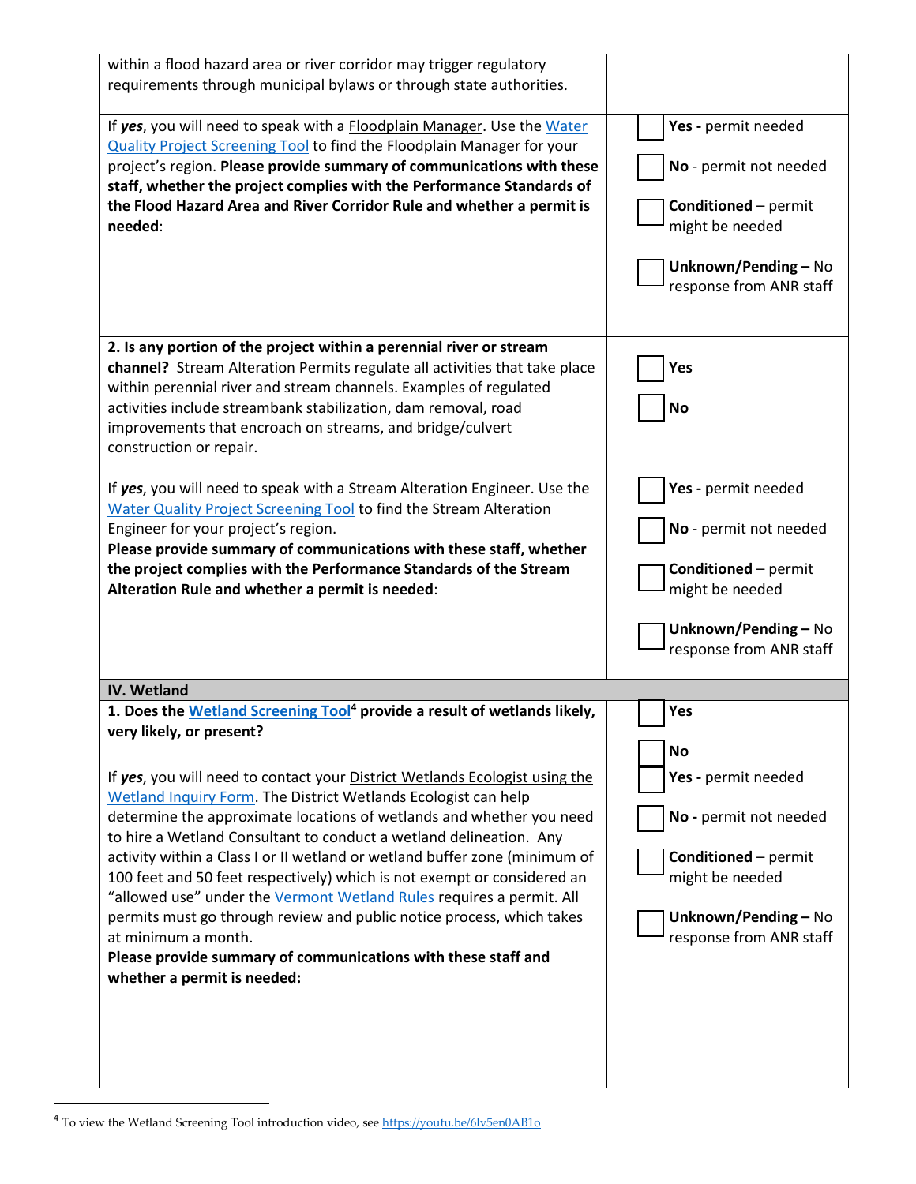| | |
|---|---|
| within a flood hazard area or river corridor may trigger regulatory requirements through municipal bylaws or through state authorities. | |
| If ***yes***, you will need to speak with a Floodplain Manager. Use the Water Quality Project Screening Tool to find the Floodplain Manager for your project's region. **Please provide summary of communications with these staff, whether the project complies with the Performance Standards of the Flood Hazard Area and River Corridor Rule and whether a permit is needed**: | ☐ **Yes -** permit needed<br>☐ **No** - permit not needed<br>☐ **Conditioned** – permit might be needed<br>☐ **Unknown/Pending –** No response from ANR staff |
| **2. Is any portion of the project within a perennial river or stream channel?** Stream Alteration Permits regulate all activities that take place within perennial river and stream channels. Examples of regulated activities include streambank stabilization, dam removal, road improvements that encroach on streams, and bridge/culvert construction or repair. | ☐ **Yes**<br>☐ **No** |
| If ***yes***, you will need to speak with a Stream Alteration Engineer. Use the Water Quality Project Screening Tool to find the Stream Alteration Engineer for your project's region.<br>**Please provide summary of communications with these staff, whether the project complies with the Performance Standards of the Stream Alteration Rule and whether a permit is needed**: | ☐ **Yes -** permit needed<br>☐ **No** - permit not needed<br>☐ **Conditioned** – permit might be needed<br>☐ **Unknown/Pending –** No response from ANR staff |
| **IV. Wetland** | |
| **1. Does the Wetland Screening Tool[4] provide a result of wetlands likely, very likely, or present?** | ☐ **Yes**<br>☐ **No** |
| If ***yes***, you will need to contact your District Wetlands Ecologist using the Wetland Inquiry Form. The District Wetlands Ecologist can help determine the approximate locations of wetlands and whether you need to hire a Wetland Consultant to conduct a wetland delineation. Any activity within a Class I or II wetland or wetland buffer zone (minimum of 100 feet and 50 feet respectively) which is not exempt or considered an "allowed use" under the Vermont Wetland Rules requires a permit. All permits must go through review and public notice process, which takes at minimum a month.<br>**Please provide summary of communications with these staff and whether a permit is needed:** | ☐ **Yes -** permit needed<br>☐ **No -** permit not needed<br>☐ **Conditioned** – permit might be needed<br>☐ **Unknown/Pending –** No response from ANR staff |

[4] To view the Wetland Screening Tool introduction video, see https://youtu.be/6lv5en0AB1o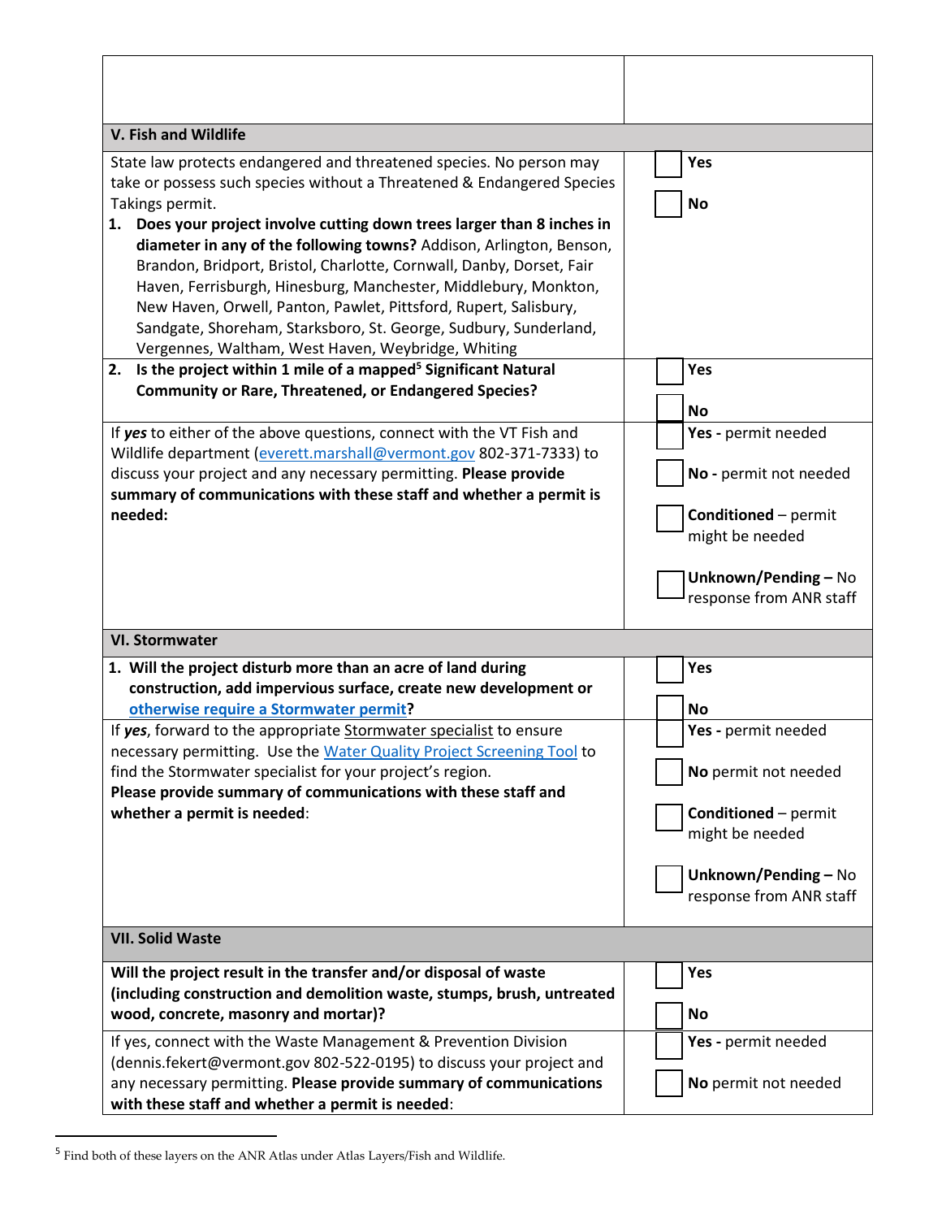| | |
|---|---|
| | |
| **V. Fish and Wildlife** | |
| State law protects endangered and threatened species. No person may take or possess such species without a Threatened & Endangered Species Takings permit.<br>**1. Does your project involve cutting down trees larger than 8 inches in diameter in any of the following towns?** Addison, Arlington, Benson, Brandon, Bridport, Bristol, Charlotte, Cornwall, Danby, Dorset, Fair Haven, Ferrisburgh, Hinesburg, Manchester, Middlebury, Monkton, New Haven, Orwell, Panton, Pawlet, Pittsford, Rupert, Salisbury, Sandgate, Shoreham, Starksboro, St. George, Sudbury, Sunderland, Vergennes, Waltham, West Haven, Weybridge, Whiting | ☐ **Yes**<br>☐ **No** |
| **2. Is the project within 1 mile of a mapped[5] Significant Natural Community or Rare, Threatened, or Endangered Species?** | ☐ **Yes**<br>☐ **No** |
| If ***yes*** to either of the above questions, connect with the VT Fish and Wildlife department (everett.marshall@vermont.gov 802-371-7333) to discuss your project and any necessary permitting. **Please provide summary of communications with these staff and whether a permit is needed:** | ☐ **Yes -** permit needed<br>☐ **No -** permit not needed<br>☐ **Conditioned** – permit might be needed<br>☐ **Unknown/Pending –** No response from ANR staff |
| **VI. Stormwater** | |
| **1. Will the project disturb more than an acre of land during construction, add impervious surface, create new development or otherwise require a Stormwater permit?** | ☐ **Yes**<br>☐ **No** |
| If ***yes***, forward to the appropriate Stormwater specialist to ensure necessary permitting. Use the Water Quality Project Screening Tool to find the Stormwater specialist for your project's region.<br>**Please provide summary of communications with these staff and whether a permit is needed**: | ☐ **Yes -** permit needed<br>☐ **No** permit not needed<br>☐ **Conditioned** – permit might be needed<br>☐ **Unknown/Pending –** No response from ANR staff |
| **VII. Solid Waste** | |
| **Will the project result in the transfer and/or disposal of waste (including construction and demolition waste, stumps, brush, untreated wood, concrete, masonry and mortar)?** | ☐ **Yes**<br>☐ **No** |
| If yes, connect with the Waste Management & Prevention Division (dennis.fekert@vermont.gov 802-522-0195) to discuss your project and any necessary permitting. **Please provide summary of communications with these staff and whether a permit is needed**: | ☐ **Yes -** permit needed<br>☐ **No** permit not needed |

[5] Find both of these layers on the ANR Atlas under Atlas Layers/Fish and Wildlife.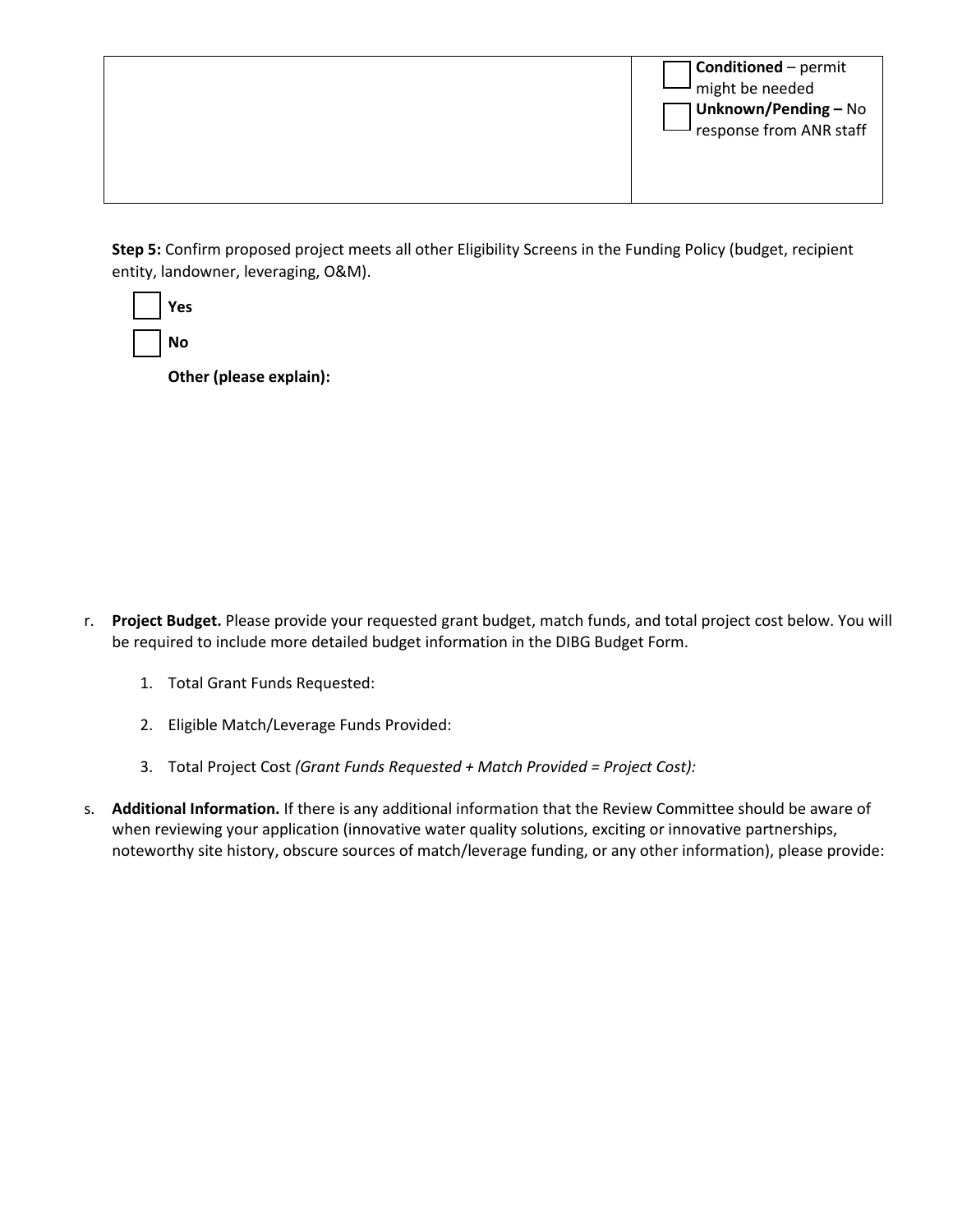| | ☐ **Conditioned** – permit might be needed<br>☐ **Unknown/Pending –** No response from ANR staff |
|---|---|

**Step 5:** Confirm proposed project meets all other Eligibility Screens in the Funding Policy (budget, recipient entity, landowner, leveraging, O&M).

☐ **Yes**

☐ **No**

**Other (please explain):**

r. **Project Budget.** Please provide your requested grant budget, match funds, and total project cost below. You will be required to include more detailed budget information in the DIBG Budget Form.

1. Total Grant Funds Requested:
2. Eligible Match/Leverage Funds Provided:
3. Total Project Cost *(Grant Funds Requested + Match Provided = Project Cost):*

s. **Additional Information.** If there is any additional information that the Review Committee should be aware of when reviewing your application (innovative water quality solutions, exciting or innovative partnerships, noteworthy site history, obscure sources of match/leverage funding, or any other information), please provide: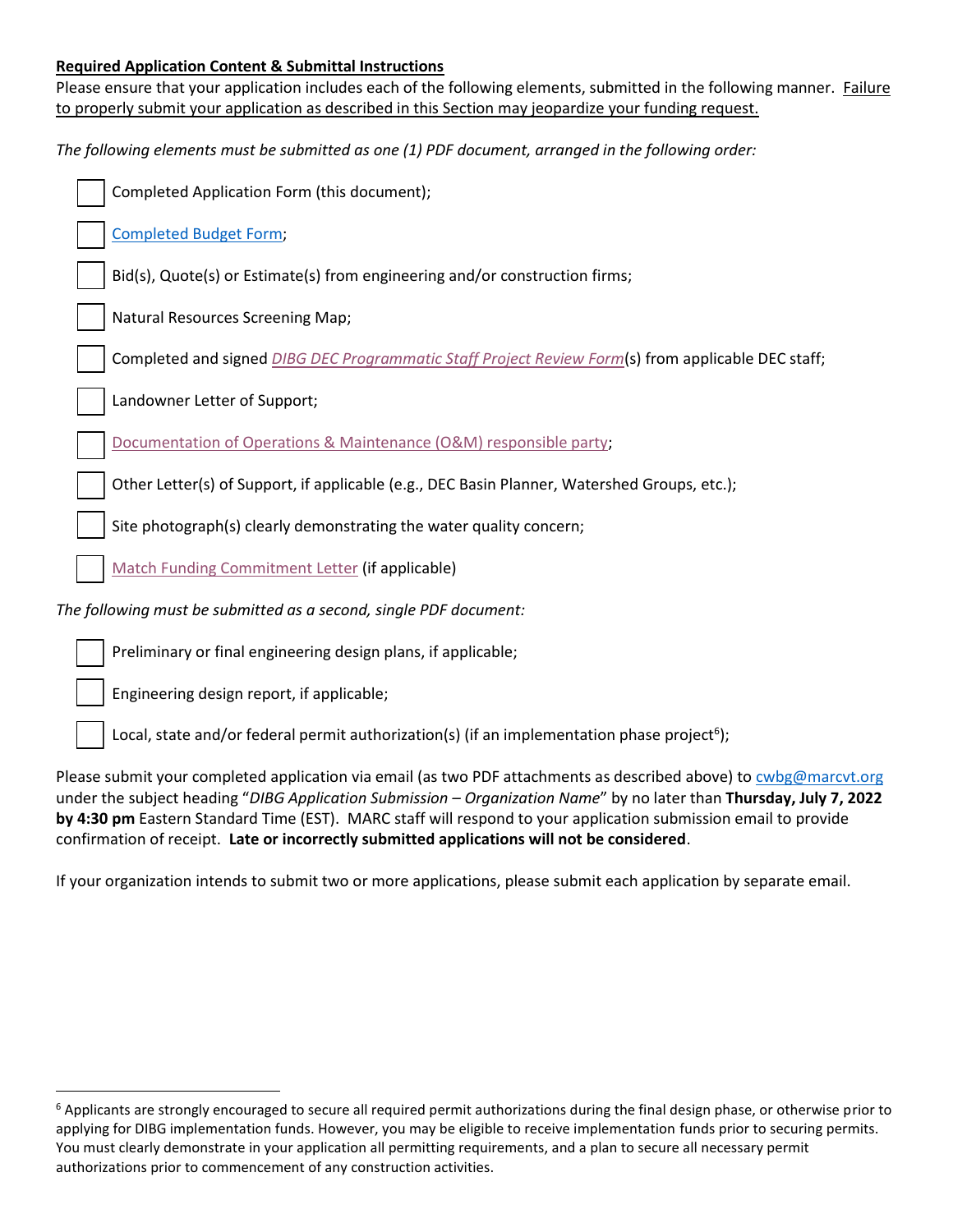**Required Application Content & Submittal Instructions**

Please ensure that your application includes each of the following elements, submitted in the following manner. Failure to properly submit your application as described in this Section may jeopardize your funding request.

*The following elements must be submitted as one (1) PDF document, arranged in the following order:*

- [ ] Completed Application Form (this document);
- [ ] Completed Budget Form;
- [ ] Bid(s), Quote(s) or Estimate(s) from engineering and/or construction firms;
- [ ] Natural Resources Screening Map;
- [ ] Completed and signed *DIBG DEC Programmatic Staff Project Review Form*(s) from applicable DEC staff;
- [ ] Landowner Letter of Support;
- [ ] Documentation of Operations & Maintenance (O&M) responsible party;
- [ ] Other Letter(s) of Support, if applicable (e.g., DEC Basin Planner, Watershed Groups, etc.);
- [ ] Site photograph(s) clearly demonstrating the water quality concern;
- [ ] Match Funding Commitment Letter (if applicable)

*The following must be submitted as a second, single PDF document:*

- [ ] Preliminary or final engineering design plans, if applicable;
- [ ] Engineering design report, if applicable;
- [ ] Local, state and/or federal permit authorization(s) (if an implementation phase project[6]);

Please submit your completed application via email (as two PDF attachments as described above) to cwbg@marcvt.org under the subject heading "*DIBG Application Submission – Organization Name*" by no later than **Thursday, July 7, 2022 by 4:30 pm** Eastern Standard Time (EST). MARC staff will respond to your application submission email to provide confirmation of receipt. **Late or incorrectly submitted applications will not be considered**.

If your organization intends to submit two or more applications, please submit each application by separate email.

---

[6] Applicants are strongly encouraged to secure all required permit authorizations during the final design phase, or otherwise prior to applying for DIBG implementation funds. However, you may be eligible to receive implementation funds prior to securing permits. You must clearly demonstrate in your application all permitting requirements, and a plan to secure all necessary permit authorizations prior to commencement of any construction activities.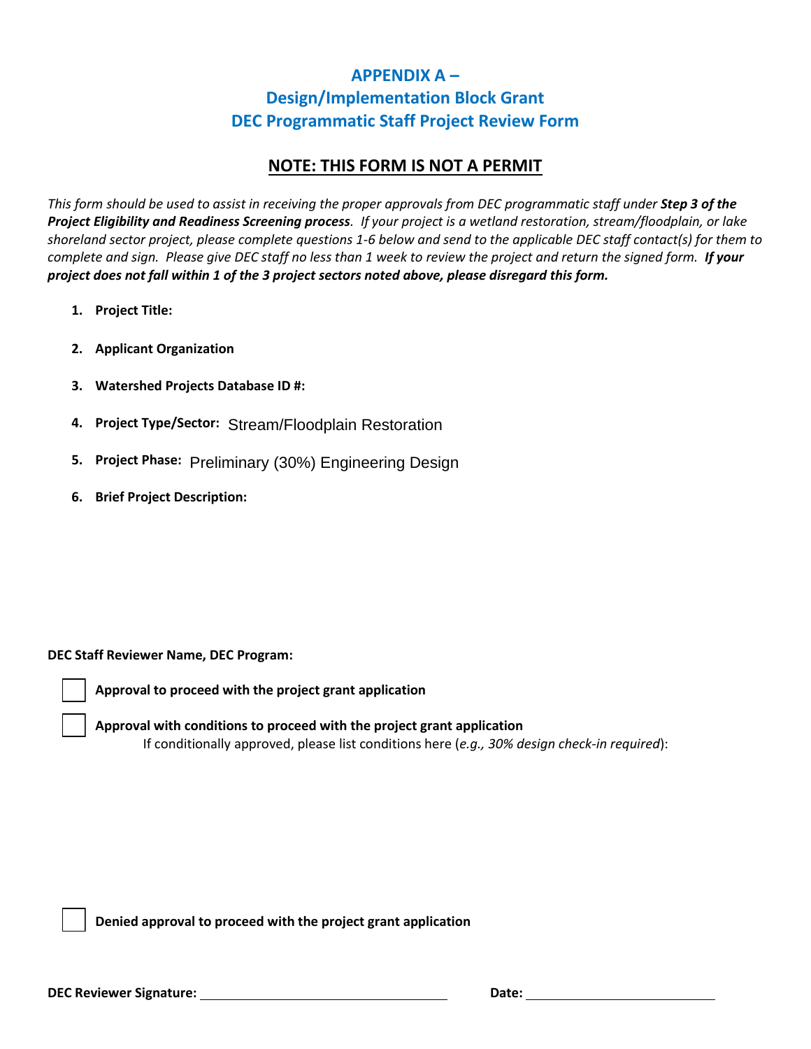# APPENDIX A –
# Design/Implementation Block Grant
# DEC Programmatic Staff Project Review Form

## NOTE: THIS FORM IS NOT A PERMIT

*This form should be used to assist in receiving the proper approvals from DEC programmatic staff under* ***Step 3 of the Project Eligibility and Readiness Screening process****. If your project is a wetland restoration, stream/floodplain, or lake shoreland sector project, please complete questions 1-6 below and send to the applicable DEC staff contact(s) for them to complete and sign. Please give DEC staff no less than 1 week to review the project and return the signed form.* ***If your project does not fall within 1 of the 3 project sectors noted above, please disregard this form.***

1. **Project Title:**
2. **Applicant Organization**
3. **Watershed Projects Database ID #:**
4. **Project Type/Sector:** Stream/Floodplain Restoration
5. **Project Phase:** Preliminary (30%) Engineering Design
6. **Brief Project Description:**

**DEC Staff Reviewer Name, DEC Program:**

☐ **Approval to proceed with the project grant application**

☐ **Approval with conditions to proceed with the project grant application**
If conditionally approved, please list conditions here (*e.g., 30% design check-in required*):

☐ **Denied approval to proceed with the project grant application**

**DEC Reviewer Signature:** ______________________ **Date:** ________________